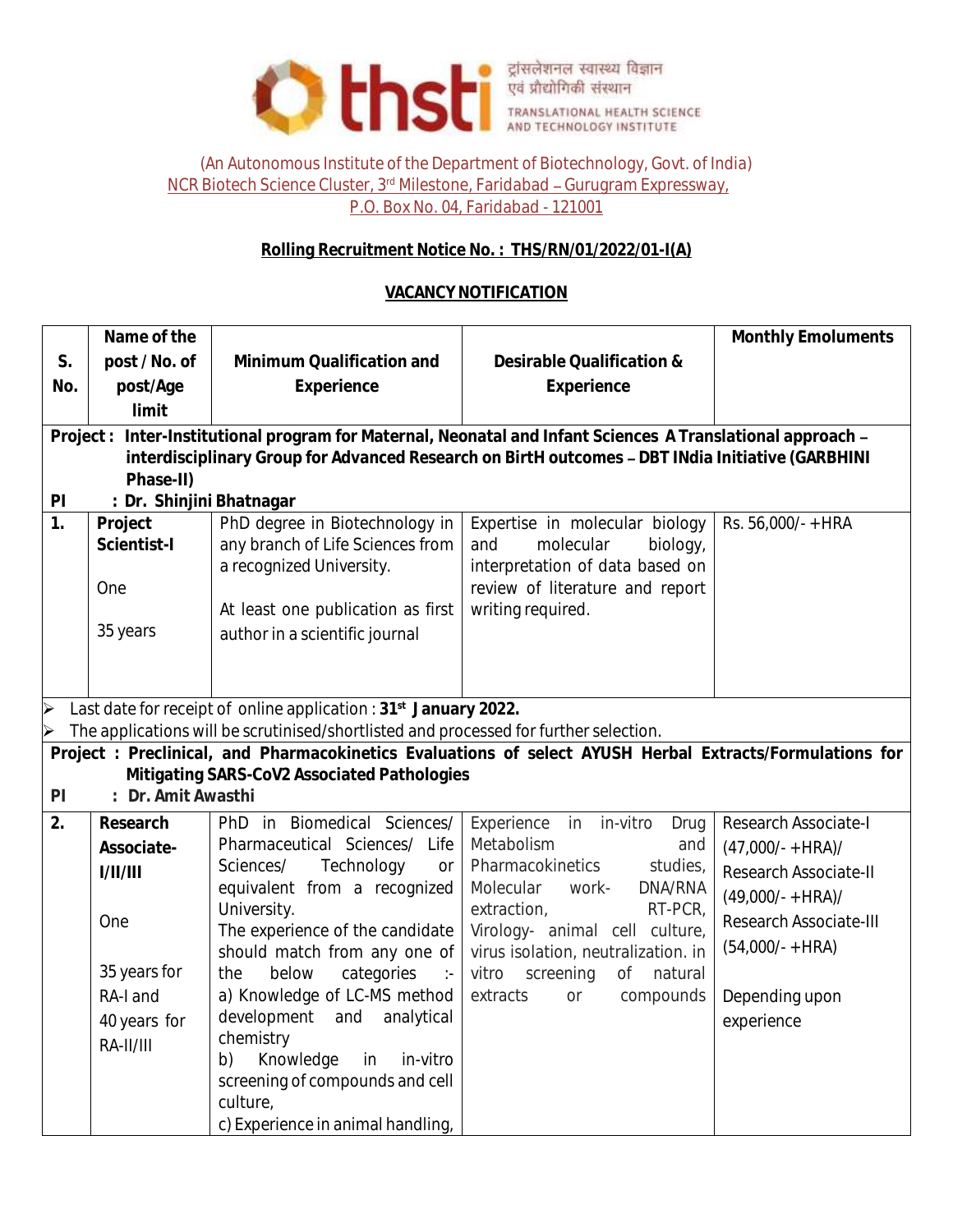thsti ट्रांसलेशनल स्वास्थ्य विज्ञान एवं प्रौद्योगिकी संस्थान
TRANSLATIONAL HEALTH SCIENCE AND TECHNOLOGY INSTITUTE

(An Autonomous Institute of the Department of Biotechnology, Govt. of India)
NCR Biotech Science Cluster, 3rd Milestone, Faridabad – Gurugram Expressway,
P.O. Box No. 04, Faridabad - 121001

**Rolling Recruitment Notice No. : THS/RN/01/2022/01-I(A)**

**VACANCY NOTIFICATION**

| S. No. | Name of the post / No. of post/Age limit | Minimum Qualification and Experience | Desirable Qualification & Experience | Monthly Emoluments |
|---|---|---|---|---|
| **Project : Inter-Institutional program for Maternal, Neonatal and Infant Sciences A Translational approach – interdisciplinary Group for Advanced Research on BirtH outcomes – DBT INdia Initiative (GARBHINI Phase-II)** **PI : Dr. Shinjini Bhatnagar** | | | | |
| **1.** | **Project Scientist-I**<br><br>One<br><br>35 years | PhD degree in Biotechnology in any branch of Life Sciences from a recognized University.<br><br>At least one publication as first author in a scientific journal | Expertise in molecular biology and molecular biology, interpretation of data based on review of literature and report writing required. | Rs. 56,000/- +HRA |
| ➢ Last date for receipt of online application : **31st January 2022.**<br>➢ The applications will be scrutinised/shortlisted and processed for further selection. | | | | |
| **Project : Preclinical, and Pharmacokinetics Evaluations of select AYUSH Herbal Extracts/Formulations for Mitigating SARS-CoV2 Associated Pathologies** **PI : Dr. Amit Awasthi** | | | | |
| **2.** | **Research Associate-I/II/III**<br><br>One<br><br>35 years for RA-I and 40 years for RA-II/III | PhD in Biomedical Sciences/ Pharmaceutical Sciences/ Life Sciences/ Technology or equivalent from a recognized University.<br>The experience of the candidate should match from any one of the below categories :-<br>a) Knowledge of LC-MS method development and analytical chemistry<br>b) Knowledge in in-vitro screening of compounds and cell culture,<br>c) Experience in animal handling, | Experience in in-vitro Drug Metabolism and Pharmacokinetics studies, Molecular work- DNA/RNA extraction, RT-PCR, Virology- animal cell culture, virus isolation, neutralization. in vitro screening of natural extracts or compounds | Research Associate-I (47,000/- +HRA)/<br>Research Associate-II (49,000/- +HRA)/<br>Research Associate-III (54,000/- +HRA)<br><br>Depending upon experience |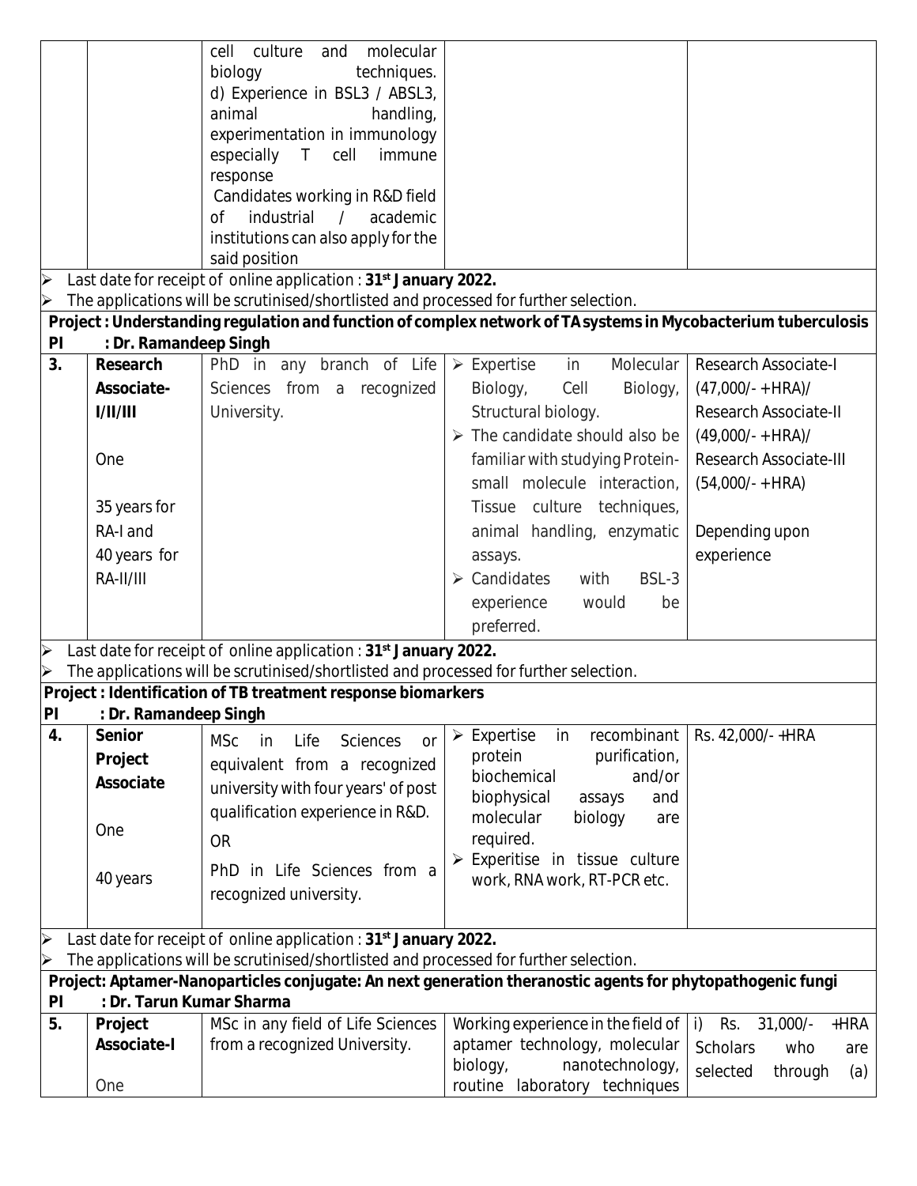| | | cell culture and molecular biology techniques.<br>d) Experience in BSL3 / ABSL3, animal handling, experimentation in immunology especially T cell immune response<br>Candidates working in R&D field of industrial / academic institutions can also apply for the said position | | |
|---|---|---|---|---|

- Last date for receipt of online application : **31st January 2022.**
- The applications will be scrutinised/shortlisted and processed for further selection.

**Project : Understanding regulation and function of complex network of TA systems in Mycobacterium tuberculosis**
**PI : Dr. Ramandeep Singh**

| | | | | |
|---|---|---|---|---|
| **3.** | **Research Associate-I/II/III**<br><br>One<br><br>35 years for RA-I and 40 years for RA-II/III | PhD in any branch of Life Sciences from a recognized University. | - Expertise in Molecular Biology, Cell Biology, Structural biology.<br>- The candidate should also be familiar with studying Protein-small molecule interaction, Tissue culture techniques, animal handling, enzymatic assays.<br>- Candidates with BSL-3 experience would be preferred. | Research Associate-I (47,000/- + HRA)/<br>Research Associate-II (49,000/- + HRA)/<br>Research Associate-III (54,000/- + HRA)<br><br>Depending upon experience |

- Last date for receipt of online application : **31st January 2022.**
- The applications will be scrutinised/shortlisted and processed for further selection.

**Project : Identification of TB treatment response biomarkers**
**PI : Dr. Ramandeep Singh**

| | | | | |
|---|---|---|---|---|
| **4.** | **Senior Project Associate**<br><br>One<br><br>40 years | MSc in Life Sciences or equivalent from a recognized university with four years' of post qualification experience in R&D.<br>OR<br>PhD in Life Sciences from a recognized university. | - Expertise in recombinant protein purification, biochemical and/or biophysical assays and molecular biology are required.<br>- Experitise in tissue culture work, RNA work, RT-PCR etc. | Rs. 42,000/- +HRA |

- Last date for receipt of online application : **31st January 2022.**
- The applications will be scrutinised/shortlisted and processed for further selection.

**Project: Aptamer-Nanoparticles conjugate: An next generation theranostic agents for phytopathogenic fungi**
**PI : Dr. Tarun Kumar Sharma**

| | | | | |
|---|---|---|---|---|
| **5.** | **Project Associate-I**<br><br>One | MSc in any field of Life Sciences from a recognized University. | Working experience in the field of aptamer technology, molecular biology, nanotechnology, routine laboratory techniques | i) Rs. 31,000/- +HRA Scholars who are selected through (a) |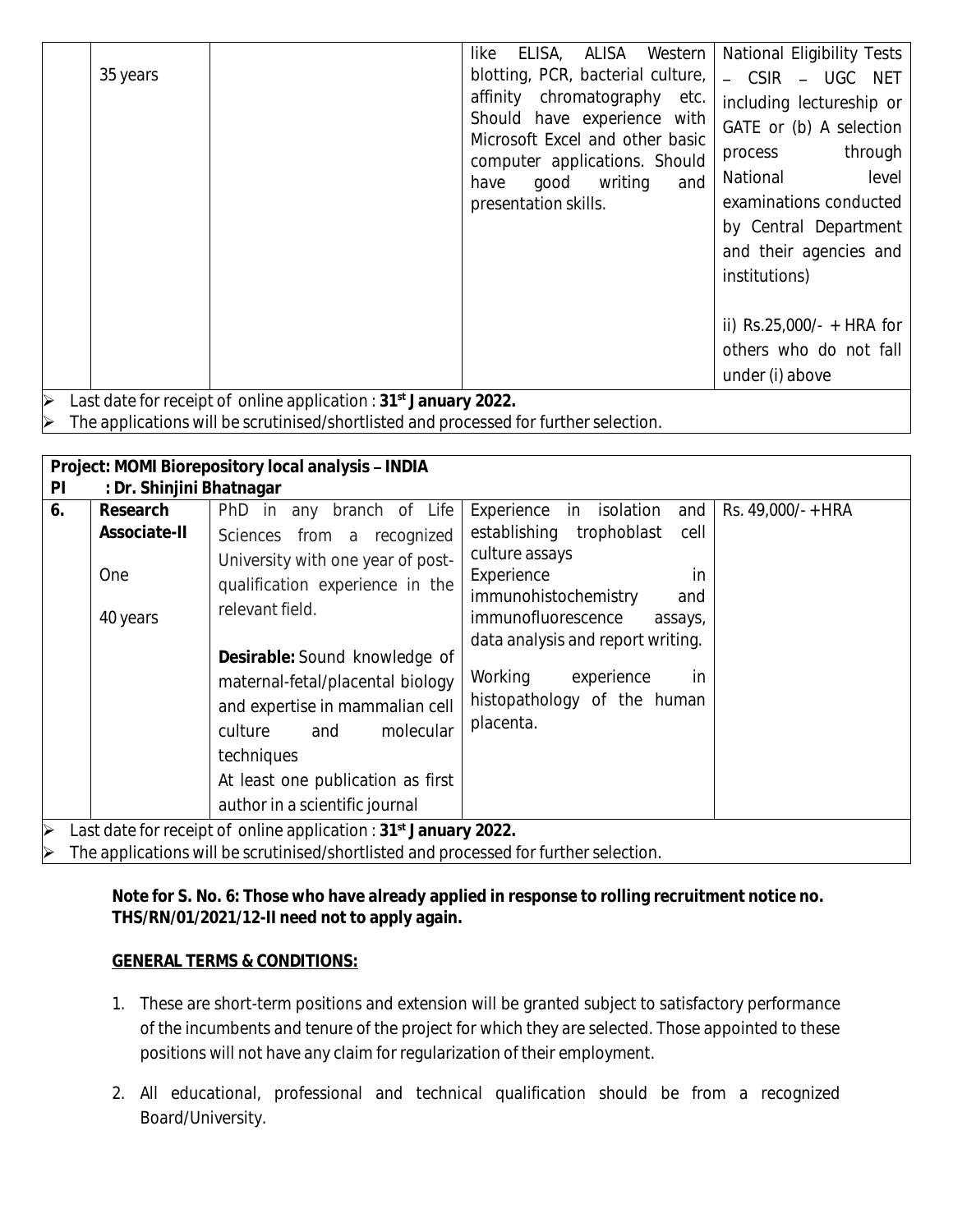|  |  |  |  |  |
|---|---|---|---|---|
|  | 35 years |  | like ELISA, ALISA Western blotting, PCR, bacterial culture, affinity chromatography etc. Should have experience with Microsoft Excel and other basic computer applications. Should have good writing and presentation skills. | National Eligibility Tests – CSIR – UGC NET including lectureship or GATE or (b) A selection process through National level examinations conducted by Central Department and their agencies and institutions)<br><br>ii) Rs.25,000/- + HRA for others who do not fall under (i) above |

- Last date for receipt of online application : **31st January 2022.**
- The applications will be scrutinised/shortlisted and processed for further selection.

**Project: MOMI Biorepository local analysis – INDIA**
**PI : Dr. Shinjini Bhatnagar**

|  |  |  |  |  |
|---|---|---|---|---|
| **6.** | **Research Associate-II**<br><br>One<br><br>40 years | PhD in any branch of Life Sciences from a recognized University with one year of post-qualification experience in the relevant field.<br><br>**Desirable:** Sound knowledge of maternal-fetal/placental biology and expertise in mammalian cell culture and molecular techniques<br>At least one publication as first author in a scientific journal | Experience in isolation and establishing trophoblast cell culture assays<br>Experience in immunohistochemistry and immunofluorescence assays, data analysis and report writing.<br><br>Working experience in histopathology of the human placenta. | Rs. 49,000/- + HRA |

- Last date for receipt of online application : **31st January 2022.**
- The applications will be scrutinised/shortlisted and processed for further selection.

**Note for S. No. 6: Those who have already applied in response to rolling recruitment notice no. THS/RN/01/2021/12-II need not to apply again.**

**GENERAL TERMS & CONDITIONS:**

1. These are short-term positions and extension will be granted subject to satisfactory performance of the incumbents and tenure of the project for which they are selected. Those appointed to these positions will not have any claim for regularization of their employment.
2. All educational, professional and technical qualification should be from a recognized Board/University.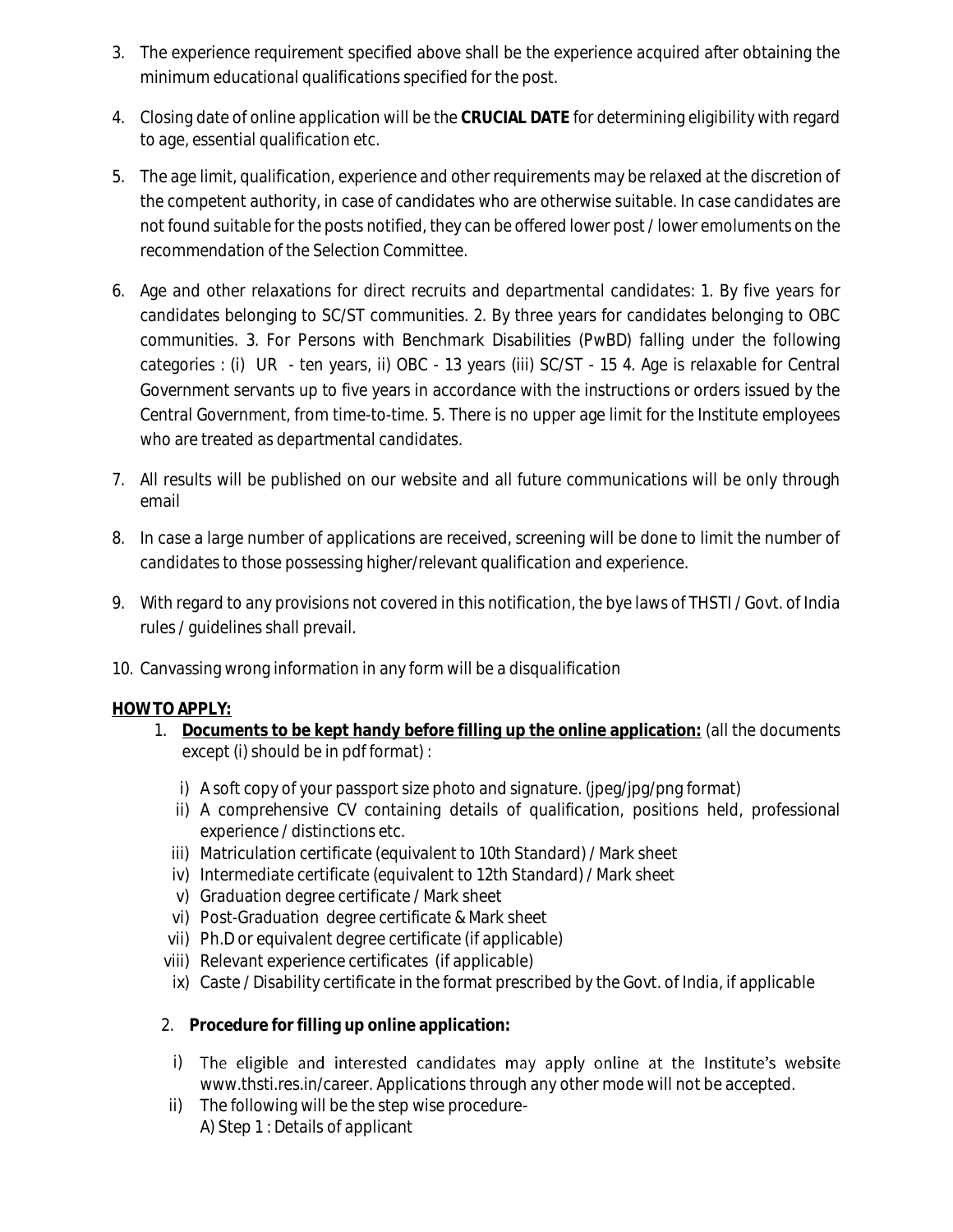3. The experience requirement specified above shall be the experience acquired after obtaining the minimum educational qualifications specified for the post.

4. Closing date of online application will be the **CRUCIAL DATE** for determining eligibility with regard to age, essential qualification etc.

5. The age limit, qualification, experience and other requirements may be relaxed at the discretion of the competent authority, in case of candidates who are otherwise suitable. In case candidates are not found suitable for the posts notified, they can be offered lower post / lower emoluments on the recommendation of the Selection Committee.

6. Age and other relaxations for direct recruits and departmental candidates: 1. By five years for candidates belonging to SC/ST communities. 2. By three years for candidates belonging to OBC communities. 3. For Persons with Benchmark Disabilities (PwBD) falling under the following categories : (i) UR - ten years, ii) OBC - 13 years (iii) SC/ST - 15 4. Age is relaxable for Central Government servants up to five years in accordance with the instructions or orders issued by the Central Government, from time-to-time. 5. There is no upper age limit for the Institute employees who are treated as departmental candidates.

7. All results will be published on our website and all future communications will be only through email

8. In case a large number of applications are received, screening will be done to limit the number of candidates to those possessing higher/relevant qualification and experience.

9. With regard to any provisions not covered in this notification, the bye laws of THSTI / Govt. of India rules / guidelines shall prevail.

10. Canvassing wrong information in any form will be a disqualification

**HOW TO APPLY:**

1. **Documents to be kept handy before filling up the online application:** (all the documents except (i) should be in pdf format) :

   i) A soft copy of your passport size photo and signature. (jpeg/jpg/png format)
   ii) A comprehensive CV containing details of qualification, positions held, professional experience / distinctions etc.
   iii) Matriculation certificate (equivalent to 10th Standard) / Mark sheet
   iv) Intermediate certificate (equivalent to 12th Standard) / Mark sheet
   v) Graduation degree certificate / Mark sheet
   vi) Post-Graduation degree certificate & Mark sheet
   vii) Ph.D or equivalent degree certificate (if applicable)
   viii) Relevant experience certificates (if applicable)
   ix) Caste / Disability certificate in the format prescribed by the Govt. of India, if applicable

2. **Procedure for filling up online application:**

   i) The eligible and interested candidates may apply online at the Institute's website www.thsti.res.in/career. Applications through any other mode will not be accepted.
   ii) The following will be the step wise procedure-
   A) Step 1 : Details of applicant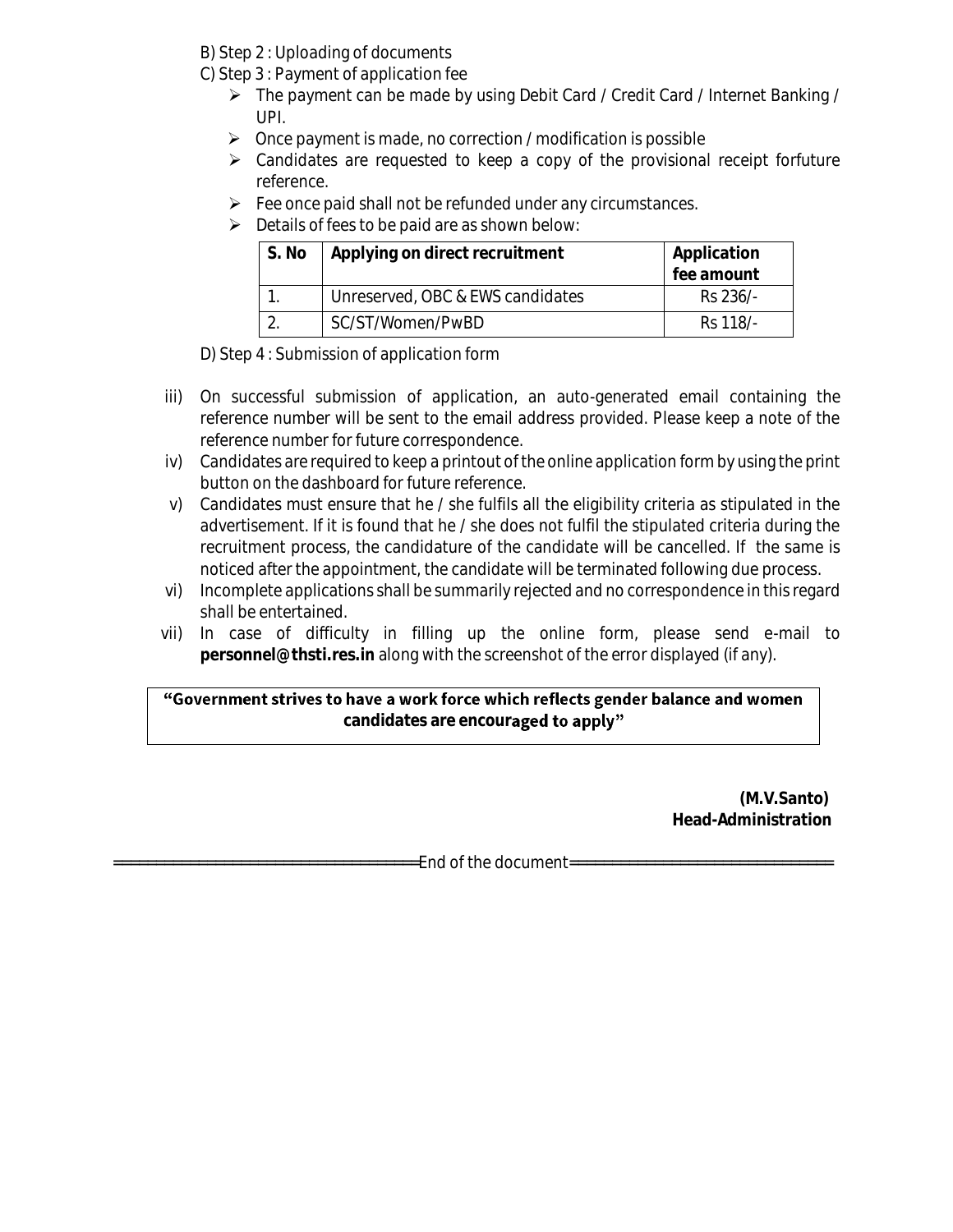B) Step 2 : Uploading of documents

C) Step 3 : Payment of application fee

- The payment can be made by using Debit Card / Credit Card / Internet Banking / UPI.
- Once payment is made, no correction / modification is possible
- Candidates are requested to keep a copy of the provisional receipt forfuture reference.
- Fee once paid shall not be refunded under any circumstances.
- Details of fees to be paid are as shown below:

| S. No | Applying on direct recruitment | Application fee amount |
|---|---|---|
| 1. | Unreserved, OBC & EWS candidates | Rs 236/- |
| 2. | SC/ST/Women/PwBD | Rs 118/- |

D) Step 4 : Submission of application form

iii) On successful submission of application, an auto-generated email containing the reference number will be sent to the email address provided. Please keep a note of the reference number for future correspondence.

iv) Candidates are required to keep a printout of the online application form by using the print button on the dashboard for future reference.

v) Candidates must ensure that he / she fulfils all the eligibility criteria as stipulated in the advertisement. If it is found that he / she does not fulfil the stipulated criteria during the recruitment process, the candidature of the candidate will be cancelled. If the same is noticed after the appointment, the candidate will be terminated following due process.

vi) Incomplete applications shall be summarily rejected and no correspondence in this regard shall be entertained.

vii) In case of difficulty in filling up the online form, please send e-mail to **personnel@thsti.res.in** along with the screenshot of the error displayed (if any).

**"Government strives to have a work force which reflects gender balance and women candidates are encouraged to apply"**

**(M.V.Santo)**
**Head-Administration**

==================End of the document==================